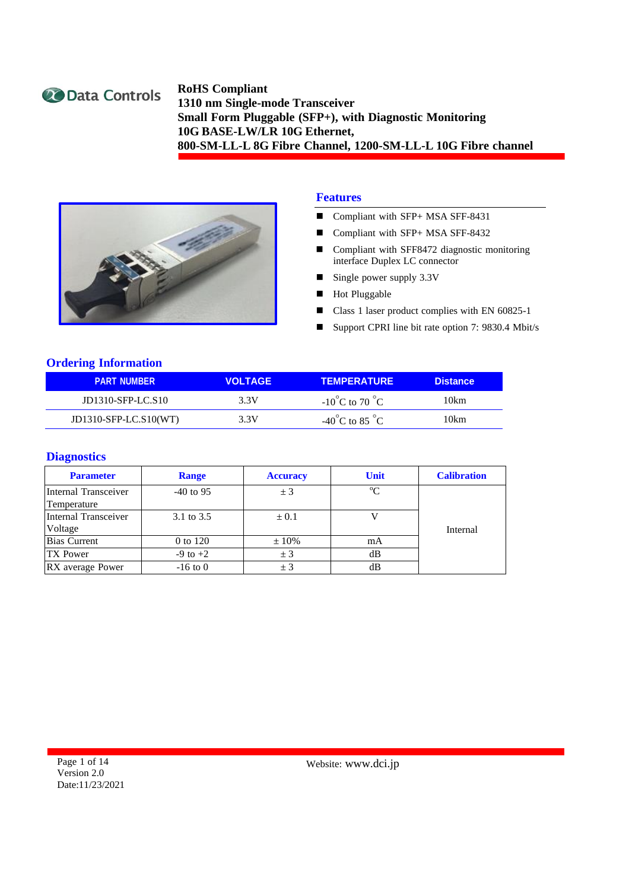Data Controls

# RoHS Compliant
# 1310 nm Single-mode Transceiver
# Small Form Pluggable (SFP+), with Diagnostic Monitoring
# 10G BASE-LW/LR 10G Ethernet,
# 800-SM-LL-L 8G Fibre Channel, 1200-SM-LL-L 10G Fibre channel

## Features

- Compliant with SFP+ MSA SFF-8431
- Compliant with SFP+ MSA SFF-8432
- Compliant with SFF8472 diagnostic monitoring interface Duplex LC connector
- Single power supply 3.3V
- Hot Pluggable
- Class 1 laser product complies with EN 60825-1
- Support CPRI line bit rate option 7: 9830.4 Mbit/s

## Ordering Information

| PART NUMBER | VOLTAGE | TEMPERATURE | Distance |
|---|---|---|---|
| JD1310-SFP-LC.S10 | 3.3V | -10°C to 70 °C | 10km |
| JD1310-SFP-LC.S10(WT) | 3.3V | -40°C to 85 °C | 10km |

## Diagnostics

| Parameter | Range | Accuracy | Unit | Calibration |
|---|---|---|---|---|
| Internal Transceiver Temperature | -40 to 95 | ± 3 | °C | Internal |
| Internal Transceiver Voltage | 3.1 to 3.5 | ± 0.1 | V | |
| Bias Current | 0 to 120 | ± 10% | mA | |
| TX Power | -9 to +2 | ± 3 | dB | |
| RX average Power | -16 to 0 | ± 3 | dB | |

Version 2.0
Date:11/23/2021

Website: www.dci.jp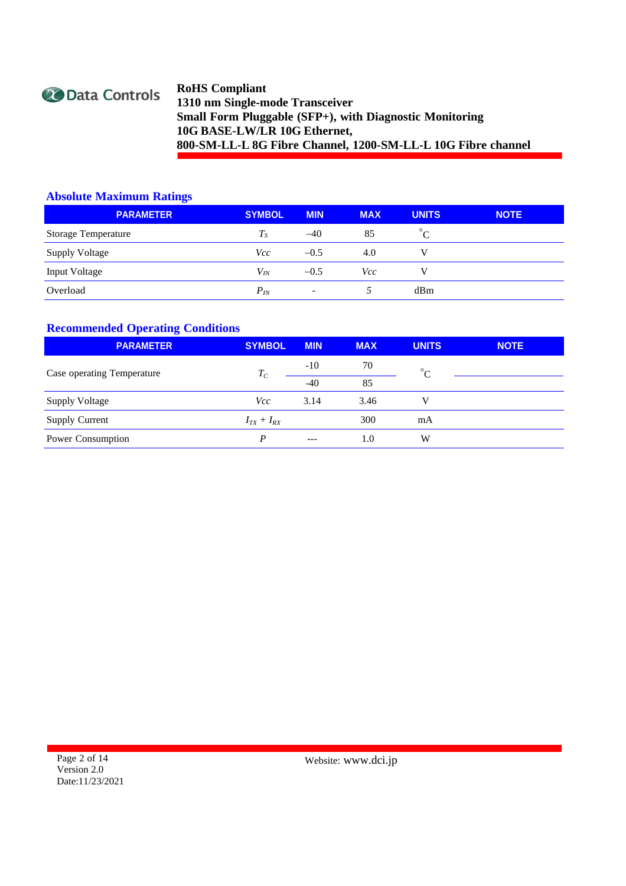## Absolute Maximum Ratings

| PARAMETER | SYMBOL | MIN | MAX | UNITS | NOTE |
|---|---|---|---|---|---|
| Storage Temperature | $T_S$ | –40 | 85 | °C | |
| Supply Voltage | $Vcc$ | –0.5 | 4.0 | V | |
| Input Voltage | $V_{IN}$ | –0.5 | $Vcc$ | V | |
| Overload | $P_{IN}$ | - | 5 | dBm | |

## Recommended Operating Conditions

| PARAMETER | SYMBOL | MIN | MAX | UNITS | NOTE |
|---|---|---|---|---|---|
| Case operating Temperature | $T_C$ | -10 | 70 | °C | |
| | | -40 | 85 | | |
| Supply Voltage | $Vcc$ | 3.14 | 3.46 | V | |
| Supply Current | $I_{TX} + I_{RX}$ | | 300 | mA | |
| Power Consumption | $P$ | --- | 1.0 | W | |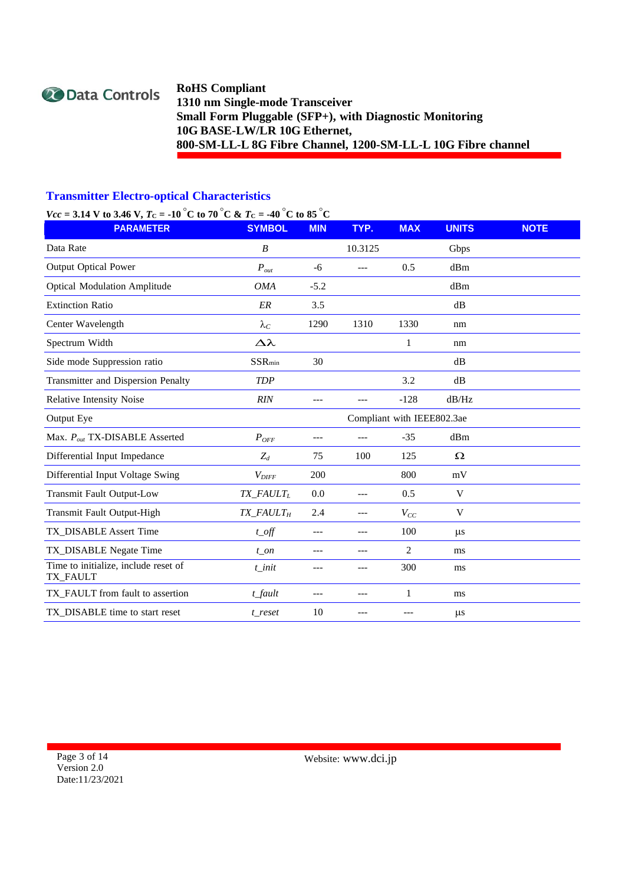## Transmitter Electro-optical Characteristics

***Vcc* = 3.14 V to 3.46 V, $T_C$ = -10 °C to 70 °C & $T_C$ = -40 °C to 85 °C**

| PARAMETER | SYMBOL | MIN | TYP. | MAX | UNITS | NOTE |
|---|---|---|---|---|---|---|
| Data Rate | $B$ | | 10.3125 | | Gbps | |
| Output Optical Power | $P_{out}$ | -6 | --- | 0.5 | dBm | |
| Optical Modulation Amplitude | $OMA$ | -5.2 | | | dBm | |
| Extinction Ratio | $ER$ | 3.5 | | | dB | |
| Center Wavelength | $\lambda_C$ | 1290 | 1310 | 1330 | nm | |
| Spectrum Width | $\Delta\lambda$ | | | 1 | nm | |
| Side mode Suppression ratio | $SSR_{min}$ | 30 | | | dB | |
| Transmitter and Dispersion Penalty | $TDP$ | | | 3.2 | dB | |
| Relative Intensity Noise | $RIN$ | --- | --- | -128 | dB/Hz | |
| Output Eye | | | Compliant with IEEE802.3ae | | | |
| Max. $P_{out}$ TX-DISABLE Asserted | $P_{OFF}$ | --- | --- | -35 | dBm | |
| Differential Input Impedance | $Z_d$ | 75 | 100 | 125 | Ω | |
| Differential Input Voltage Swing | $V_{DIFF}$ | 200 | | 800 | mV | |
| Transmit Fault Output-Low | $TX\_FAULT_L$ | 0.0 | --- | 0.5 | V | |
| Transmit Fault Output-High | $TX\_FAULT_H$ | 2.4 | --- | $V_{CC}$ | V | |
| TX_DISABLE Assert Time | $t\_off$ | --- | --- | 100 | µs | |
| TX_DISABLE Negate Time | $t\_on$ | --- | --- | 2 | ms | |
| Time to initialize, include reset of TX_FAULT | $t\_init$ | --- | --- | 300 | ms | |
| TX_FAULT from fault to assertion | $t\_fault$ | --- | --- | 1 | ms | |
| TX_DISABLE time to start reset | $t\_reset$ | 10 | --- | --- | µs | |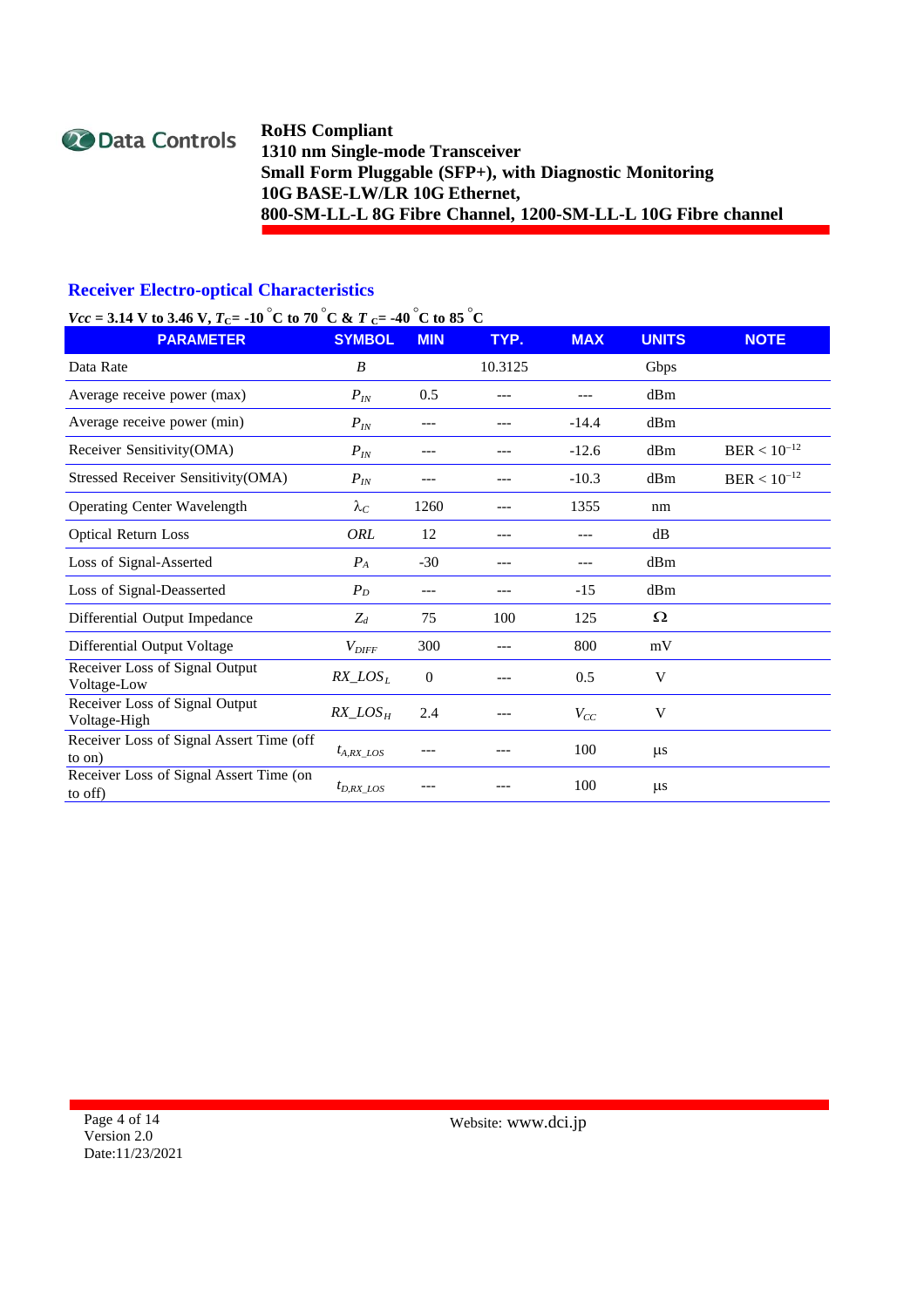## Receiver Electro-optical Characteristics

***Vcc* = 3.14 V to 3.46 V, $T_C$= -10 °C to 70 °C & $T_C$= -40 °C to 85 °C**

| PARAMETER | SYMBOL | MIN | TYP. | MAX | UNITS | NOTE |
|---|---|---|---|---|---|---|
| Data Rate | $B$ | | 10.3125 | | Gbps | |
| Average receive power (max) | $P_{IN}$ | 0.5 | --- | --- | dBm | |
| Average receive power (min) | $P_{IN}$ | --- | --- | -14.4 | dBm | |
| Receiver Sensitivity(OMA) | $P_{IN}$ | --- | --- | -12.6 | dBm | BER < $10^{-12}$ |
| Stressed Receiver Sensitivity(OMA) | $P_{IN}$ | --- | --- | -10.3 | dBm | BER < $10^{-12}$ |
| Operating Center Wavelength | $\lambda_C$ | 1260 | --- | 1355 | nm | |
| Optical Return Loss | $ORL$ | 12 | --- | --- | dB | |
| Loss of Signal-Asserted | $P_A$ | -30 | --- | --- | dBm | |
| Loss of Signal-Deasserted | $P_D$ | --- | --- | -15 | dBm | |
| Differential Output Impedance | $Z_d$ | 75 | 100 | 125 | Ω | |
| Differential Output Voltage | $V_{DIFF}$ | 300 | --- | 800 | mV | |
| Receiver Loss of Signal Output Voltage-Low | $RX\_LOS_L$ | 0 | --- | 0.5 | V | |
| Receiver Loss of Signal Output Voltage-High | $RX\_LOS_H$ | 2.4 | --- | $V_{CC}$ | V | |
| Receiver Loss of Signal Assert Time (off to on) | $t_{A,RX\_LOS}$ | --- | --- | 100 | μs | |
| Receiver Loss of Signal Assert Time (on to off) | $t_{D,RX\_LOS}$ | --- | --- | 100 | μs | |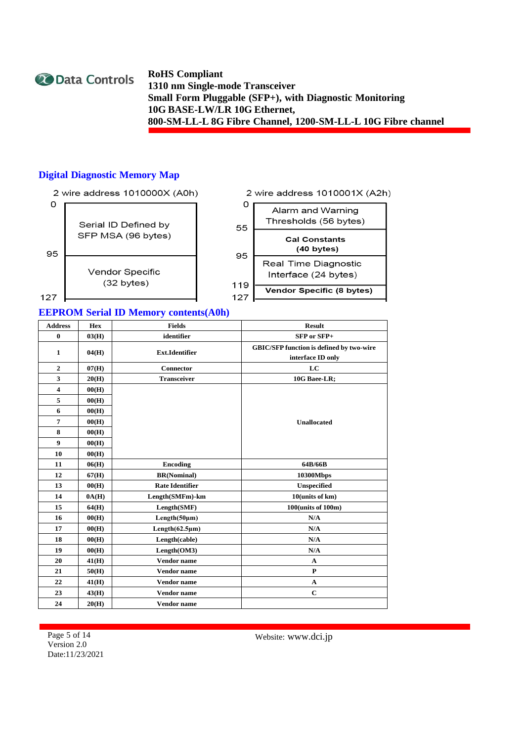## Digital Diagnostic Memory Map

2 wire address 1010000X (A0h)

| Address | Content |
|---|---|
| 0–95 | Serial ID Defined by SFP MSA (96 bytes) |
| 95–127 | Vendor Specific (32 bytes) |

2 wire address 1010001X (A2h)

| Address | Content |
|---|---|
| 0–55 | Alarm and Warning Thresholds (56 bytes) |
| 55–95 | **Cal Constants (40 bytes)** |
| 95–119 | Real Time Diagnostic Interface (24 bytes) |
| 119–127 | **Vendor Specific (8 bytes)** |

## EEPROM Serial ID Memory contents(A0h)

| Address | Hex | Fields | Result |
|---|---|---|---|
| 0 | 03(H) | identifier | SFP or SFP+ |
| 1 | 04(H) | Ext.Identifier | GBIC/SFP function is defined by two-wire interface ID only |
| 2 | 07(H) | Connector | LC |
| 3 | 20(H) | Transceiver | 10G Baee-LR; |
| 4 | 00(H) | | Unallocated |
| 5 | 00(H) | | |
| 6 | 00(H) | | |
| 7 | 00(H) | | |
| 8 | 00(H) | | |
| 9 | 00(H) | | |
| 10 | 00(H) | | |
| 11 | 06(H) | Encoding | 64B/66B |
| 12 | 67(H) | BR(Nominal) | 10300Mbps |
| 13 | 00(H) | Rate Identifier | Unspecified |
| 14 | 0A(H) | Length(SMFm)-km | 10(units of km) |
| 15 | 64(H) | Length(SMF) | 100(units of 100m) |
| 16 | 00(H) | Length(50μm) | N/A |
| 17 | 00(H) | Length(62.5μm) | N/A |
| 18 | 00(H) | Length(cable) | N/A |
| 19 | 00(H) | Length(OM3) | N/A |
| 20 | 41(H) | Vendor name | A |
| 21 | 50(H) | Vendor name | P |
| 22 | 41(H) | Vendor name | A |
| 23 | 43(H) | Vendor name | C |
| 24 | 20(H) | Vendor name | |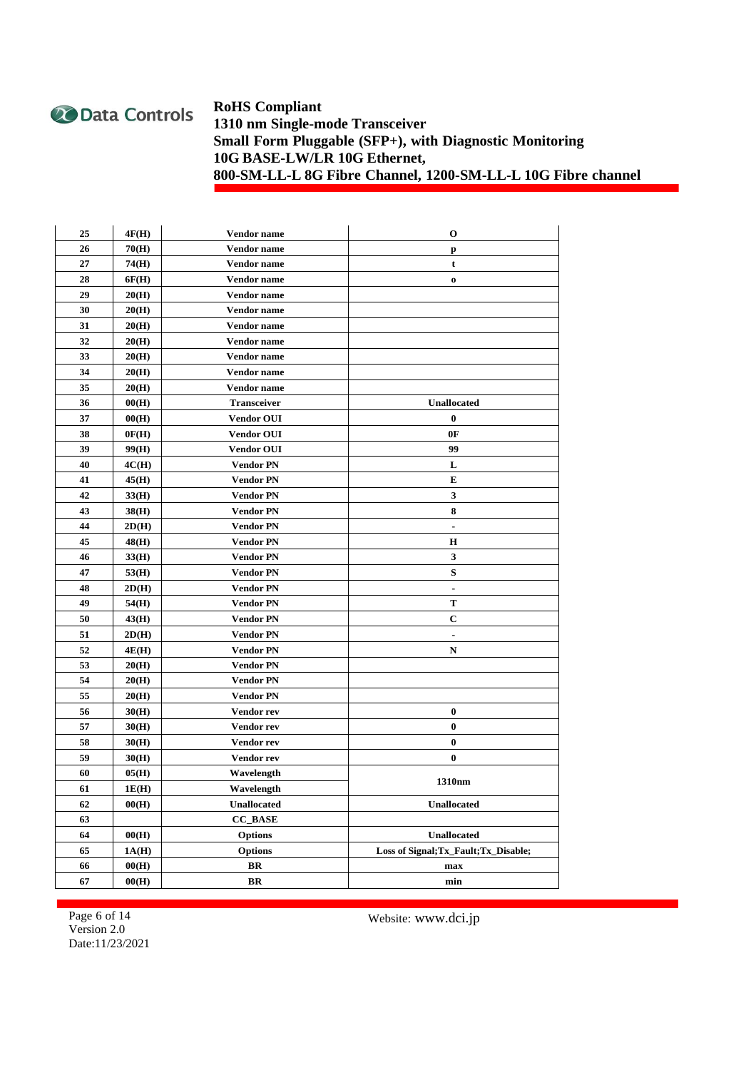| 25 | 4F(H) | Vendor name | O |
|---|---|---|---|
| 26 | 70(H) | Vendor name | p |
| 27 | 74(H) | Vendor name | t |
| 28 | 6F(H) | Vendor name | o |
| 29 | 20(H) | Vendor name | |
| 30 | 20(H) | Vendor name | |
| 31 | 20(H) | Vendor name | |
| 32 | 20(H) | Vendor name | |
| 33 | 20(H) | Vendor name | |
| 34 | 20(H) | Vendor name | |
| 35 | 20(H) | Vendor name | |
| 36 | 00(H) | Transceiver | Unallocated |
| 37 | 00(H) | Vendor OUI | 0 |
| 38 | 0F(H) | Vendor OUI | 0F |
| 39 | 99(H) | Vendor OUI | 99 |
| 40 | 4C(H) | Vendor PN | L |
| 41 | 45(H) | Vendor PN | E |
| 42 | 33(H) | Vendor PN | 3 |
| 43 | 38(H) | Vendor PN | 8 |
| 44 | 2D(H) | Vendor PN | - |
| 45 | 48(H) | Vendor PN | H |
| 46 | 33(H) | Vendor PN | 3 |
| 47 | 53(H) | Vendor PN | S |
| 48 | 2D(H) | Vendor PN | - |
| 49 | 54(H) | Vendor PN | T |
| 50 | 43(H) | Vendor PN | C |
| 51 | 2D(H) | Vendor PN | - |
| 52 | 4E(H) | Vendor PN | N |
| 53 | 20(H) | Vendor PN | |
| 54 | 20(H) | Vendor PN | |
| 55 | 20(H) | Vendor PN | |
| 56 | 30(H) | Vendor rev | 0 |
| 57 | 30(H) | Vendor rev | 0 |
| 58 | 30(H) | Vendor rev | 0 |
| 59 | 30(H) | Vendor rev | 0 |
| 60 | 05(H) | Wavelength | 1310nm |
| 61 | 1E(H) | Wavelength | |
| 62 | 00(H) | Unallocated | Unallocated |
| 63 | | CC_BASE | |
| 64 | 00(H) | Options | Unallocated |
| 65 | 1A(H) | Options | Loss of Signal;Tx_Fault;Tx_Disable; |
| 66 | 00(H) | BR | max |
| 67 | 00(H) | BR | min |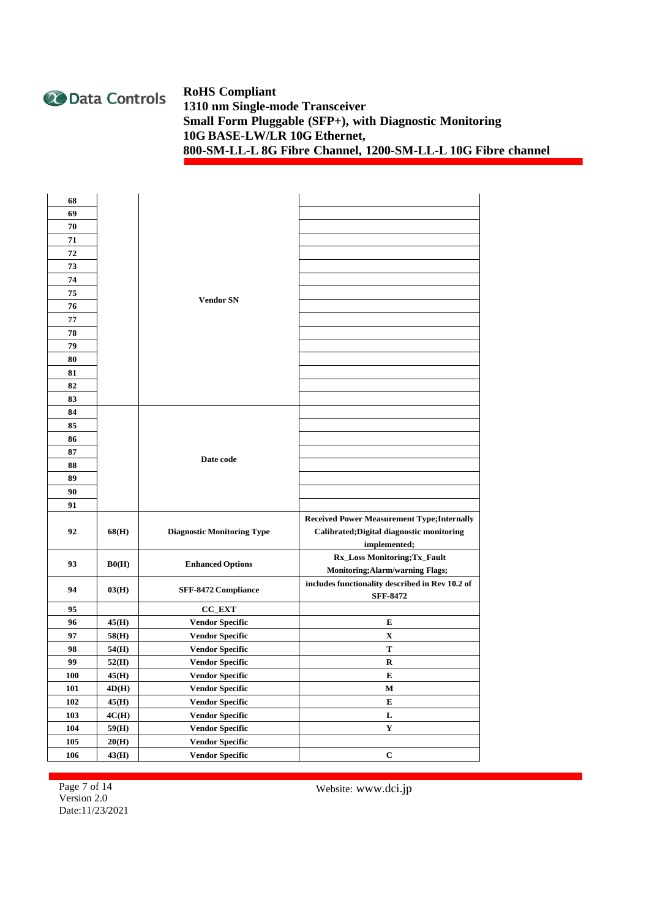| | | | |
|---|---|---|---|
| 68 | | Vendor SN | |
| 69 | | | |
| 70 | | | |
| 71 | | | |
| 72 | | | |
| 73 | | | |
| 74 | | | |
| 75 | | | |
| 76 | | | |
| 77 | | | |
| 78 | | | |
| 79 | | | |
| 80 | | | |
| 81 | | | |
| 82 | | | |
| 83 | | | |
| 84 | | Date code | |
| 85 | | | |
| 86 | | | |
| 87 | | | |
| 88 | | | |
| 89 | | | |
| 90 | | | |
| 91 | | | |
| 92 | 68(H) | Diagnostic Monitoring Type | Received Power Measurement Type;Internally Calibrated;Digital diagnostic monitoring implemented; |
| 93 | B0(H) | Enhanced Options | Rx_Loss Monitoring;Tx_Fault Monitoring;Alarm/warning Flags; |
| 94 | 03(H) | SFF-8472 Compliance | includes functionality described in Rev 10.2 of SFF-8472 |
| 95 | | CC_EXT | |
| 96 | 45(H) | Vendor Specific | E |
| 97 | 58(H) | Vendor Specific | X |
| 98 | 54(H) | Vendor Specific | T |
| 99 | 52(H) | Vendor Specific | R |
| 100 | 45(H) | Vendor Specific | E |
| 101 | 4D(H) | Vendor Specific | M |
| 102 | 45(H) | Vendor Specific | E |
| 103 | 4C(H) | Vendor Specific | L |
| 104 | 59(H) | Vendor Specific | Y |
| 105 | 20(H) | Vendor Specific | |
| 106 | 43(H) | Vendor Specific | C |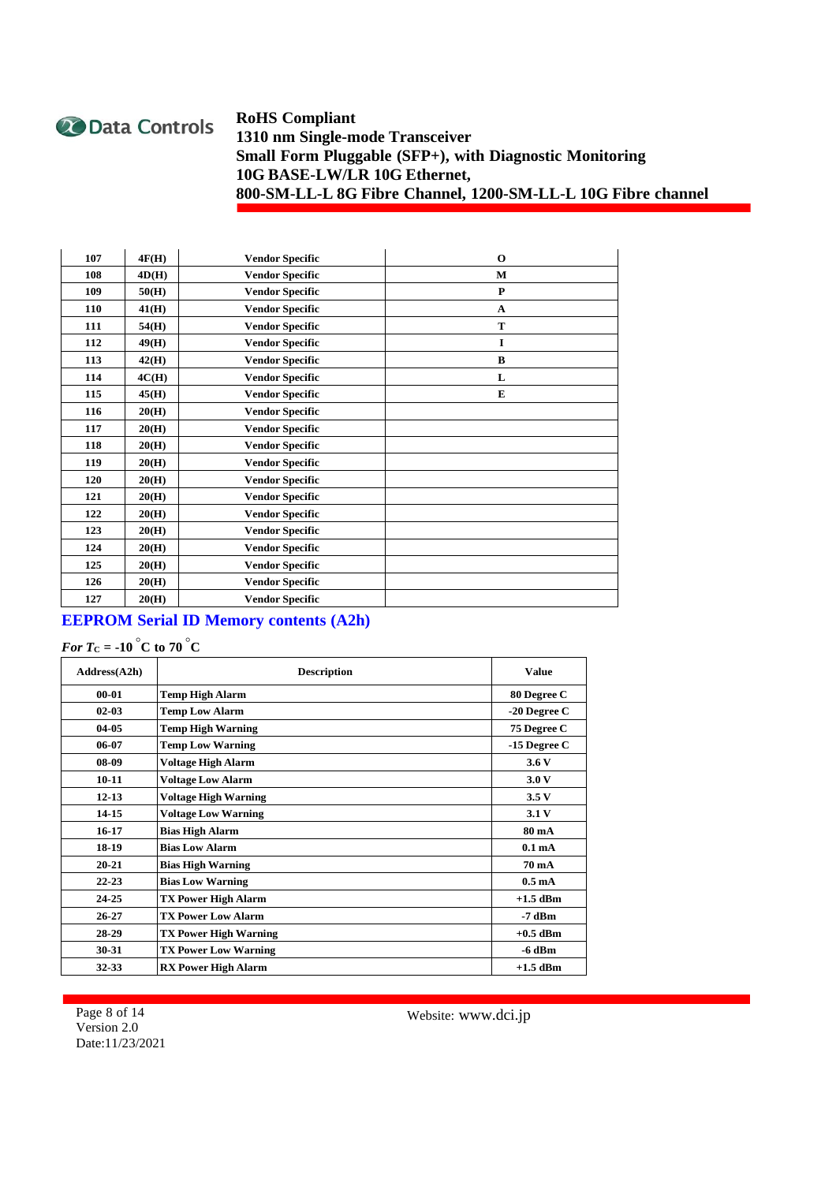| 107 | 4F(H) | Vendor Specific | O |
|---|---|---|---|
| 108 | 4D(H) | Vendor Specific | M |
| 109 | 50(H) | Vendor Specific | P |
| 110 | 41(H) | Vendor Specific | A |
| 111 | 54(H) | Vendor Specific | T |
| 112 | 49(H) | Vendor Specific | I |
| 113 | 42(H) | Vendor Specific | B |
| 114 | 4C(H) | Vendor Specific | L |
| 115 | 45(H) | Vendor Specific | E |
| 116 | 20(H) | Vendor Specific | |
| 117 | 20(H) | Vendor Specific | |
| 118 | 20(H) | Vendor Specific | |
| 119 | 20(H) | Vendor Specific | |
| 120 | 20(H) | Vendor Specific | |
| 121 | 20(H) | Vendor Specific | |
| 122 | 20(H) | Vendor Specific | |
| 123 | 20(H) | Vendor Specific | |
| 124 | 20(H) | Vendor Specific | |
| 125 | 20(H) | Vendor Specific | |
| 126 | 20(H) | Vendor Specific | |
| 127 | 20(H) | Vendor Specific | |

## EEPROM Serial ID Memory contents (A2h)

***For*** $T_C$ **= -10 °C to 70 °C**

| Address(A2h) | Description | Value |
|---|---|---|
| 00-01 | Temp High Alarm | 80 Degree C |
| 02-03 | Temp Low Alarm | -20 Degree C |
| 04-05 | Temp High Warning | 75 Degree C |
| 06-07 | Temp Low Warning | -15 Degree C |
| 08-09 | Voltage High Alarm | 3.6 V |
| 10-11 | Voltage Low Alarm | 3.0 V |
| 12-13 | Voltage High Warning | 3.5 V |
| 14-15 | Voltage Low Warning | 3.1 V |
| 16-17 | Bias High Alarm | 80 mA |
| 18-19 | Bias Low Alarm | 0.1 mA |
| 20-21 | Bias High Warning | 70 mA |
| 22-23 | Bias Low Warning | 0.5 mA |
| 24-25 | TX Power High Alarm | +1.5 dBm |
| 26-27 | TX Power Low Alarm | -7 dBm |
| 28-29 | TX Power High Warning | +0.5 dBm |
| 30-31 | TX Power Low Warning | -6 dBm |
| 32-33 | RX Power High Alarm | +1.5 dBm |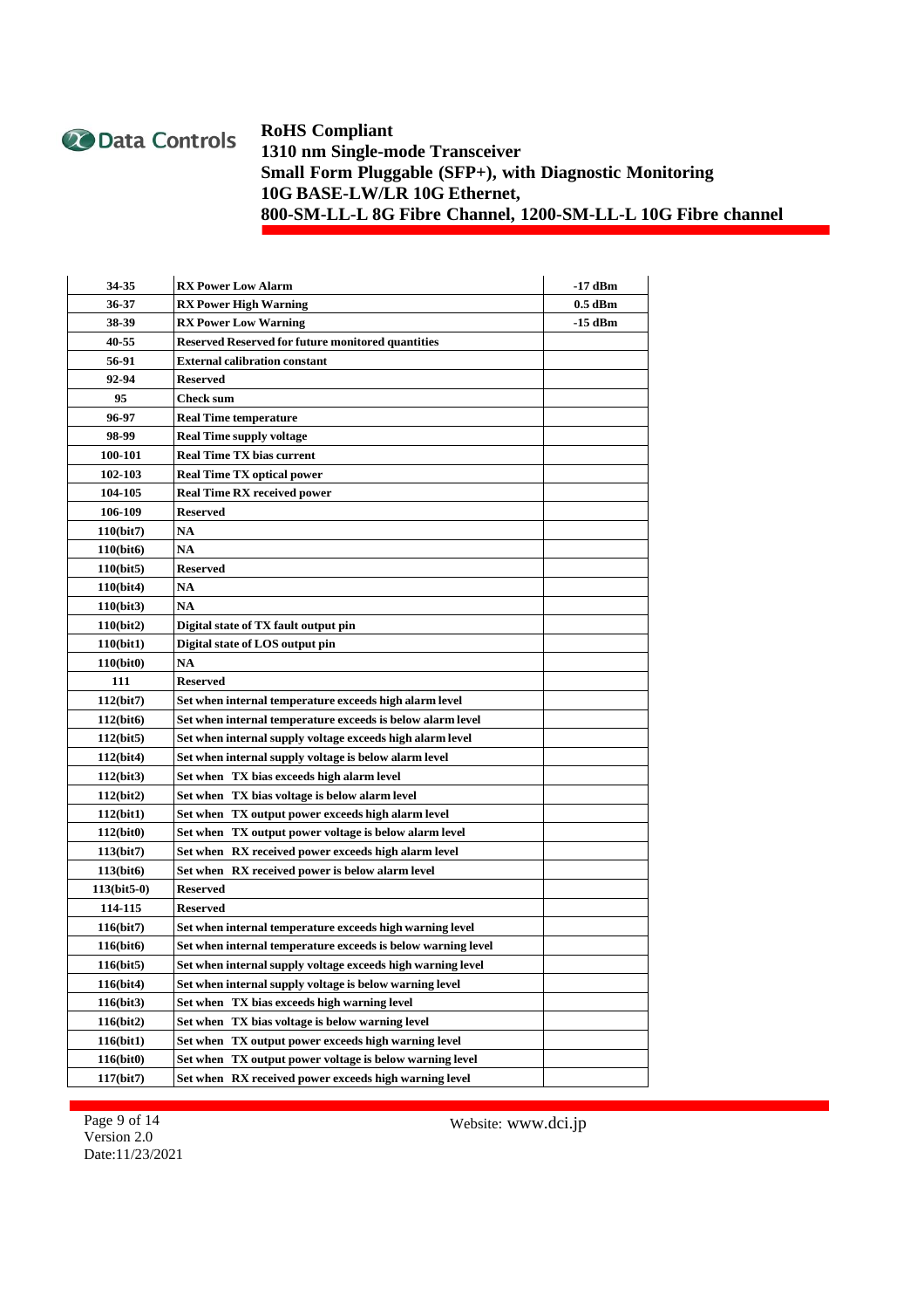| 34-35 | RX Power Low Alarm | -17 dBm |
|---|---|---|
| 36-37 | RX Power High Warning | 0.5 dBm |
| 38-39 | RX Power Low Warning | -15 dBm |
| 40-55 | Reserved Reserved for future monitored quantities | |
| 56-91 | External calibration constant | |
| 92-94 | Reserved | |
| 95 | Check sum | |
| 96-97 | Real Time temperature | |
| 98-99 | Real Time supply voltage | |
| 100-101 | Real Time TX bias current | |
| 102-103 | Real Time TX optical power | |
| 104-105 | Real Time RX received power | |
| 106-109 | Reserved | |
| 110(bit7) | NA | |
| 110(bit6) | NA | |
| 110(bit5) | Reserved | |
| 110(bit4) | NA | |
| 110(bit3) | NA | |
| 110(bit2) | Digital state of TX fault output pin | |
| 110(bit1) | Digital state of LOS output pin | |
| 110(bit0) | NA | |
| 111 | Reserved | |
| 112(bit7) | Set when internal temperature exceeds high alarm level | |
| 112(bit6) | Set when internal temperature exceeds is below alarm level | |
| 112(bit5) | Set when internal supply voltage exceeds high alarm level | |
| 112(bit4) | Set when internal supply voltage is below alarm level | |
| 112(bit3) | Set when TX bias exceeds high alarm level | |
| 112(bit2) | Set when TX bias voltage is below alarm level | |
| 112(bit1) | Set when TX output power exceeds high alarm level | |
| 112(bit0) | Set when TX output power voltage is below alarm level | |
| 113(bit7) | Set when RX received power exceeds high alarm level | |
| 113(bit6) | Set when RX received power is below alarm level | |
| 113(bit5-0) | Reserved | |
| 114-115 | Reserved | |
| 116(bit7) | Set when internal temperature exceeds high warning level | |
| 116(bit6) | Set when internal temperature exceeds is below warning level | |
| 116(bit5) | Set when internal supply voltage exceeds high warning level | |
| 116(bit4) | Set when internal supply voltage is below warning level | |
| 116(bit3) | Set when TX bias exceeds high warning level | |
| 116(bit2) | Set when TX bias voltage is below warning level | |
| 116(bit1) | Set when TX output power exceeds high warning level | |
| 116(bit0) | Set when TX output power voltage is below warning level | |
| 117(bit7) | Set when RX received power exceeds high warning level | |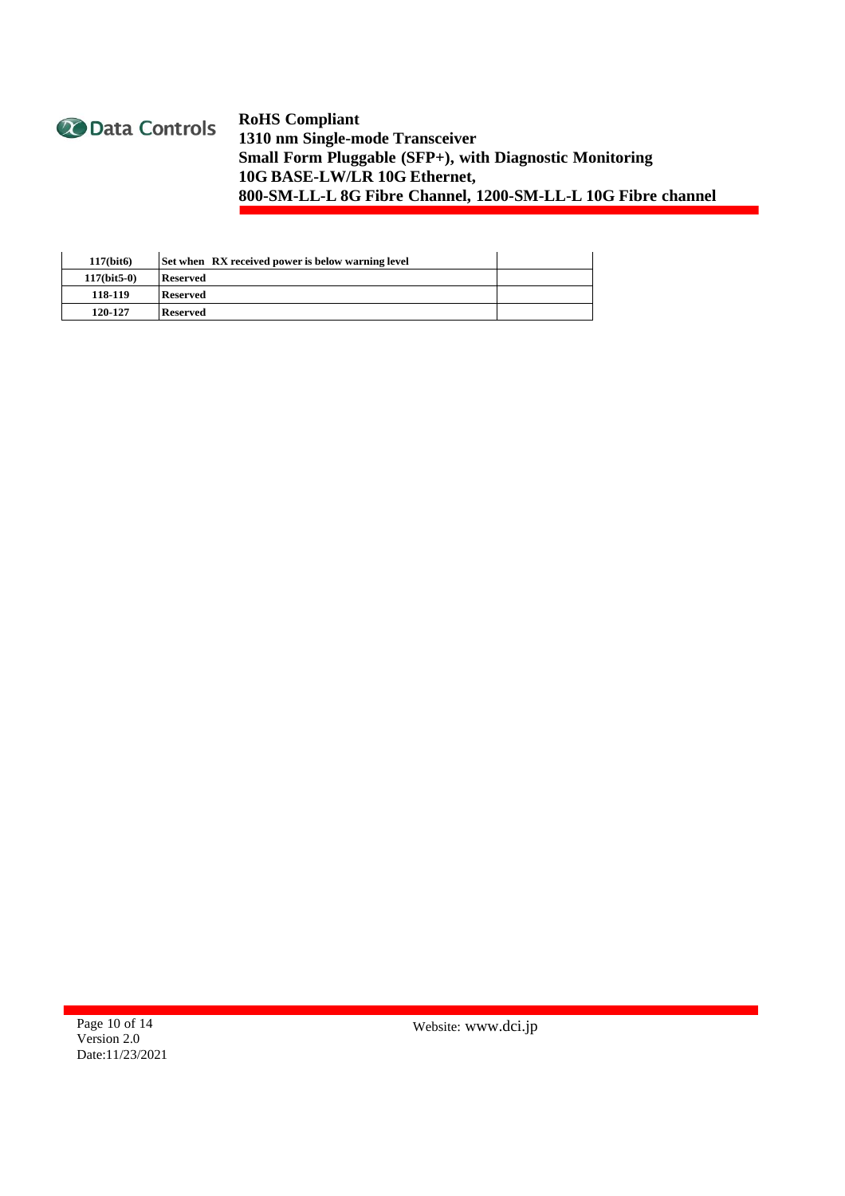| 117(bit6) | Set when RX received power is below warning level | |
|---|---|---|
| 117(bit5-0) | Reserved | |
| 118-119 | Reserved | |
| 120-127 | Reserved | |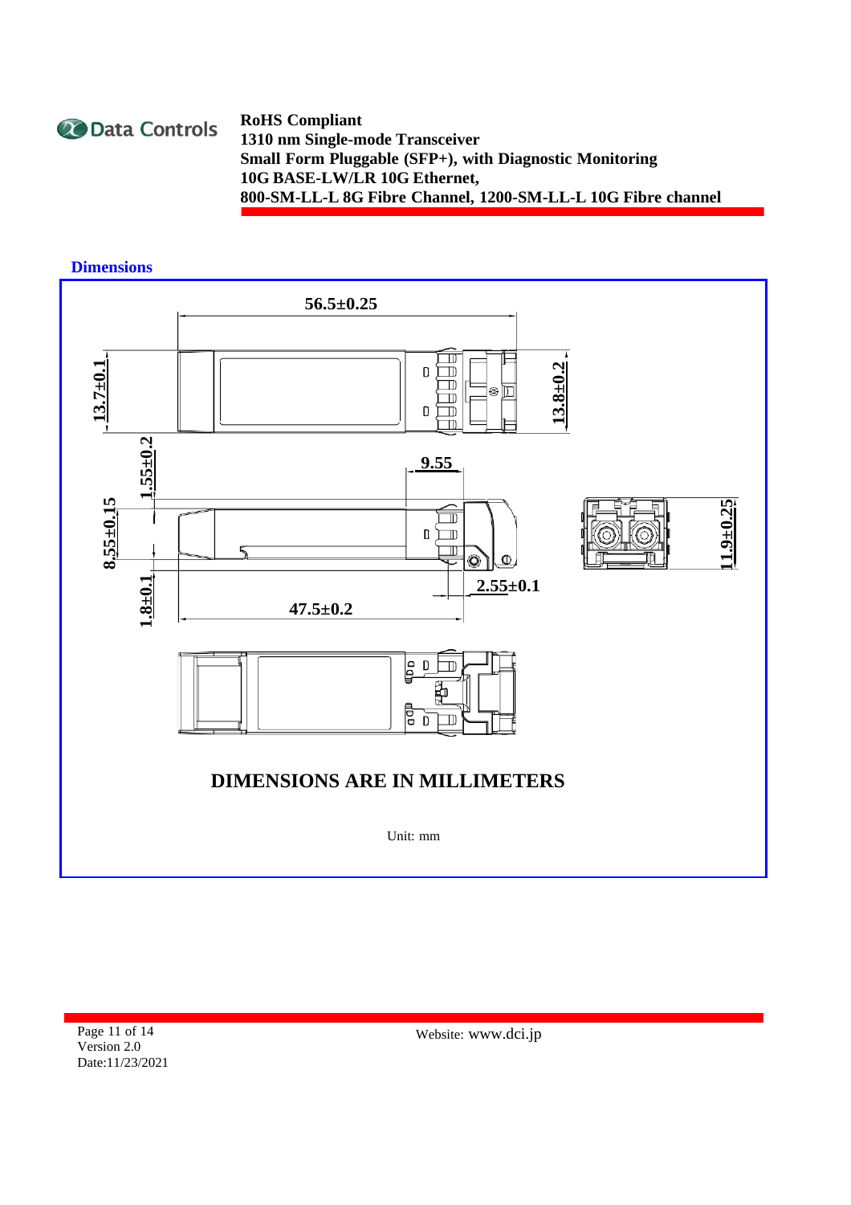## Dimensions

56.5±0.25

13.7±0.1

13.8±0.2

1.55±0.2

9.55

8.55±0.15

11.9±0.25

1.8±0.1

2.55±0.1

47.5±0.2

**DIMENSIONS ARE IN MILLIMETERS**

Unit: mm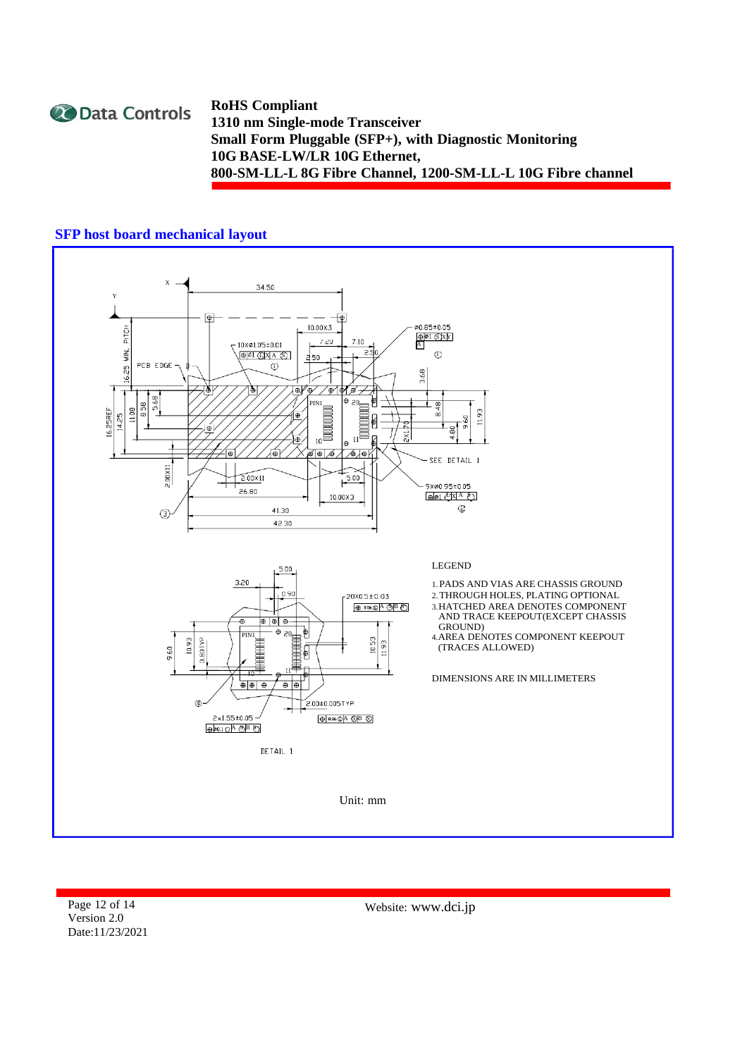## SFP host board mechanical layout

LEGEND

1. PADS AND VIAS ARE CHASSIS GROUND
2. THROUGH HOLES, PLATING OPTIONAL
3. HATCHED AREA DENOTES COMPONENT AND TRACE KEEPOUT(EXCEPT CHASSIS GROUND)
4. AREA DENOTES COMPONENT KEEPOUT (TRACES ALLOWED)

DIMENSIONS ARE IN MILLIMETERS

DETAIL 1

Unit: mm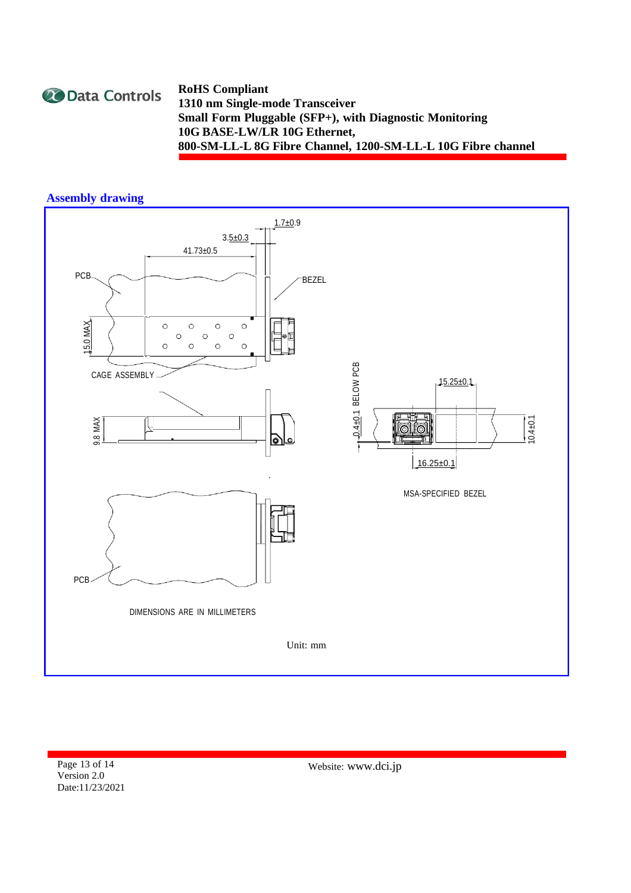## Assembly drawing

1.7±0.9

3.5±0.3

41.73±0.5

PCB

BEZEL

15.0 MAX

CAGE ASSEMBLY

9.8 MAX

0.4±0.1 BELOW PCB

15.25±0.1

10.4±0.1

16.25±0.1

MSA-SPECIFIED BEZEL

PCB

DIMENSIONS ARE IN MILLIMETERS

Unit: mm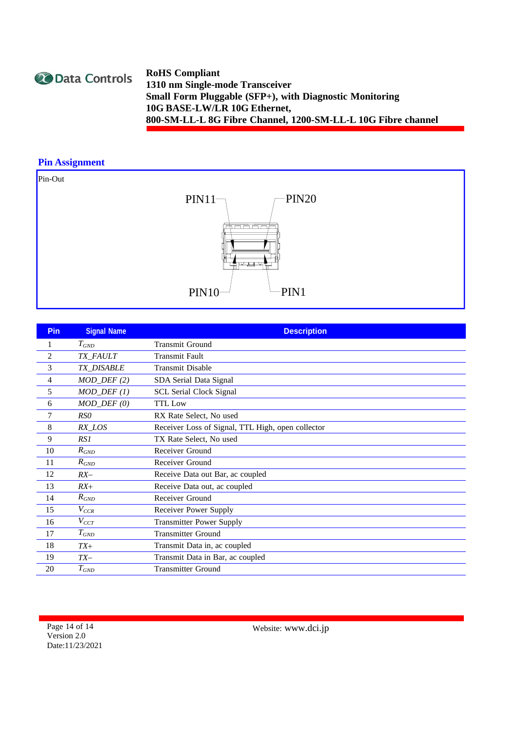## Pin Assignment

Pin-Out

PIN11

PIN20

PIN10

PIN1

| Pin | Signal Name | Description |
|---|---|---|
| 1 | $T_{GND}$ | Transmit Ground |
| 2 | *TX_FAULT* | Transmit Fault |
| 3 | *TX_DISABLE* | Transmit Disable |
| 4 | *MOD_DEF (2)* | SDA Serial Data Signal |
| 5 | *MOD_DEF (1)* | SCL Serial Clock Signal |
| 6 | *MOD_DEF (0)* | TTL Low |
| 7 | *RS0* | RX Rate Select, No used |
| 8 | *RX_LOS* | Receiver Loss of Signal, TTL High, open collector |
| 9 | *RS1* | TX Rate Select, No used |
| 10 | $R_{GND}$ | Receiver Ground |
| 11 | $R_{GND}$ | Receiver Ground |
| 12 | *RX–* | Receive Data out Bar, ac coupled |
| 13 | *RX+* | Receive Data out, ac coupled |
| 14 | $R_{GND}$ | Receiver Ground |
| 15 | $V_{CCR}$ | Receiver Power Supply |
| 16 | $V_{CCT}$ | Transmitter Power Supply |
| 17 | $T_{GND}$ | Transmitter Ground |
| 18 | *TX+* | Transmit Data in, ac coupled |
| 19 | *TX–* | Transmit Data in Bar, ac coupled |
| 20 | $T_{GND}$ | Transmitter Ground |